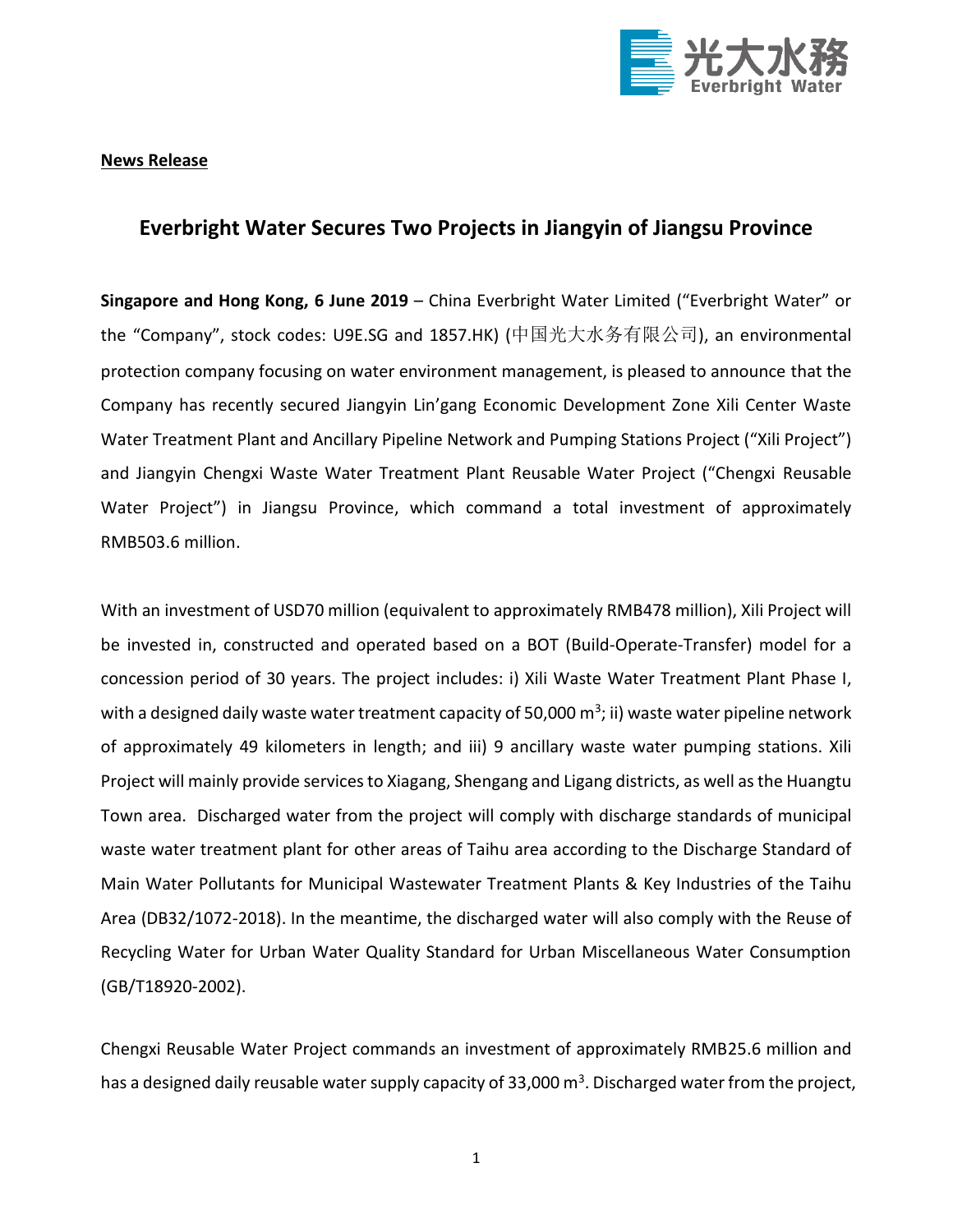**News Release**

## Everbright Water Secures Two Projects in Jiangyin of Jiangsu Province

**Singapore and Hong Kong, 6 June 2019** – China Everbright Water Limited ("Everbright Water" or the "Company", stock codes: U9E.SG and 1857.HK) (中国光大水务有限公司), an environmental protection company focusing on water environment management, is pleased to announce that the Company has recently secured Jiangyin Lin'gang Economic Development Zone Xili Center Waste Water Treatment Plant and Ancillary Pipeline Network and Pumping Stations Project ("Xili Project") and Jiangyin Chengxi Waste Water Treatment Plant Reusable Water Project ("Chengxi Reusable Water Project") in Jiangsu Province, which command a total investment of approximately RMB503.6 million.

With an investment of USD70 million (equivalent to approximately RMB478 million), Xili Project will be invested in, constructed and operated based on a BOT (Build-Operate-Transfer) model for a concession period of 30 years. The project includes: i) Xili Waste Water Treatment Plant Phase I, with a designed daily waste water treatment capacity of 50,000 $m^3$; ii) waste water pipeline network of approximately 49 kilometers in length; and iii) 9 ancillary waste water pumping stations. Xili Project will mainly provide services to Xiagang, Shengang and Ligang districts, as well as the Huangtu Town area. Discharged water from the project will comply with discharge standards of municipal waste water treatment plant for other areas of Taihu area according to the Discharge Standard of Main Water Pollutants for Municipal Wastewater Treatment Plants & Key Industries of the Taihu Area (DB32/1072-2018). In the meantime, the discharged water will also comply with the Reuse of Recycling Water for Urban Water Quality Standard for Urban Miscellaneous Water Consumption (GB/T18920-2002).

Chengxi Reusable Water Project commands an investment of approximately RMB25.6 million and has a designed daily reusable water supply capacity of 33,000 $m^3$. Discharged water from the project,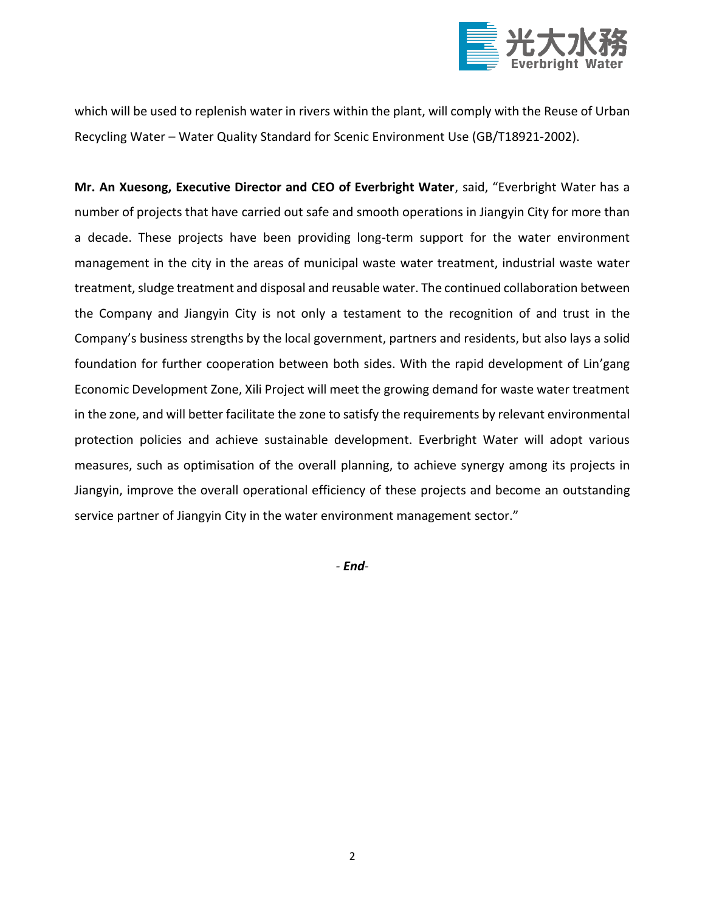which will be used to replenish water in rivers within the plant, will comply with the Reuse of Urban Recycling Water – Water Quality Standard for Scenic Environment Use (GB/T18921-2002).

**Mr. An Xuesong, Executive Director and CEO of Everbright Water**, said, "Everbright Water has a number of projects that have carried out safe and smooth operations in Jiangyin City for more than a decade. These projects have been providing long-term support for the water environment management in the city in the areas of municipal waste water treatment, industrial waste water treatment, sludge treatment and disposal and reusable water. The continued collaboration between the Company and Jiangyin City is not only a testament to the recognition of and trust in the Company's business strengths by the local government, partners and residents, but also lays a solid foundation for further cooperation between both sides. With the rapid development of Lin'gang Economic Development Zone, Xili Project will meet the growing demand for waste water treatment in the zone, and will better facilitate the zone to satisfy the requirements by relevant environmental protection policies and achieve sustainable development. Everbright Water will adopt various measures, such as optimisation of the overall planning, to achieve synergy among its projects in Jiangyin, improve the overall operational efficiency of these projects and become an outstanding service partner of Jiangyin City in the water environment management sector."

- ***End***-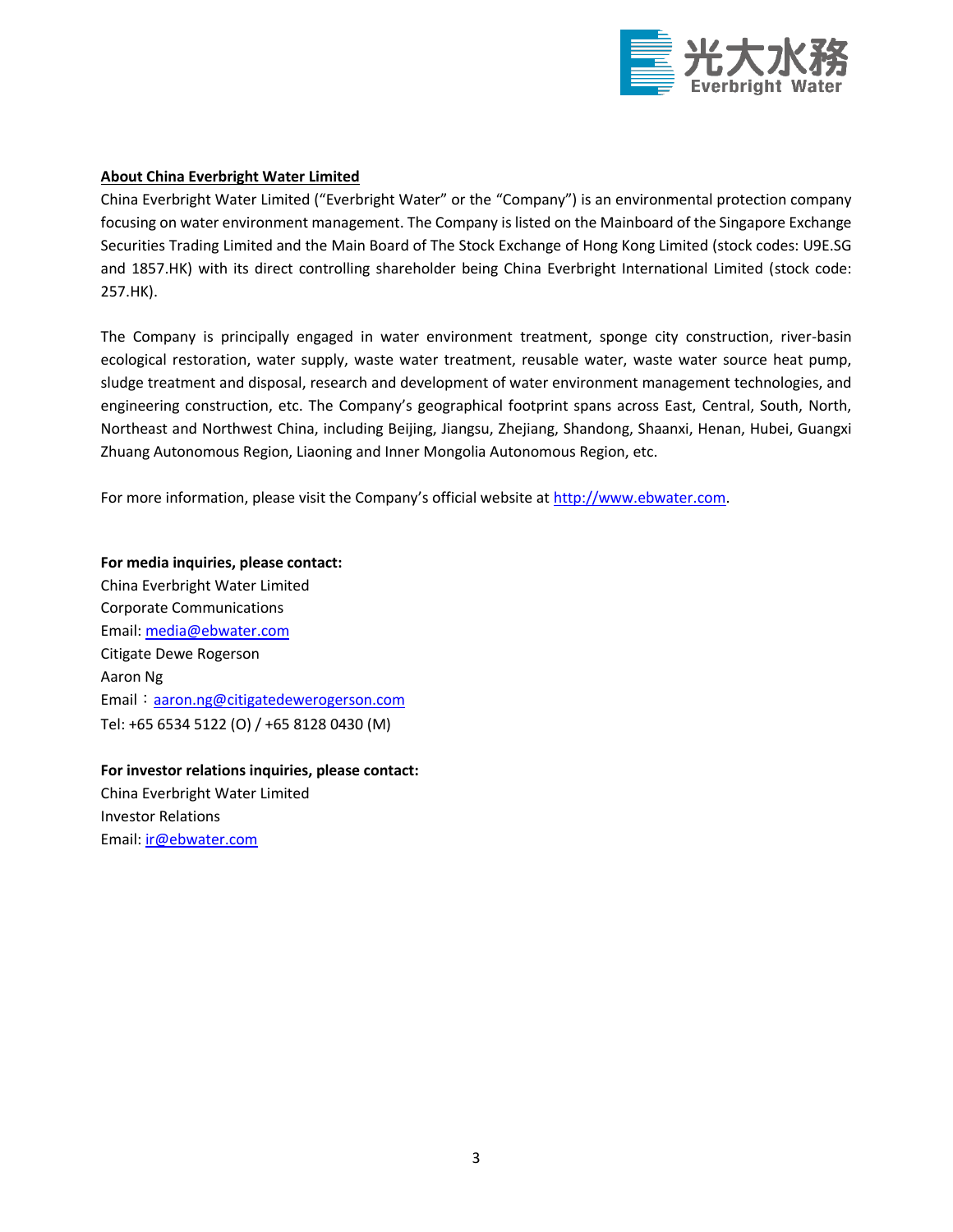**About China Everbright Water Limited**

China Everbright Water Limited ("Everbright Water" or the "Company") is an environmental protection company focusing on water environment management. The Company is listed on the Mainboard of the Singapore Exchange Securities Trading Limited and the Main Board of The Stock Exchange of Hong Kong Limited (stock codes: U9E.SG and 1857.HK) with its direct controlling shareholder being China Everbright International Limited (stock code: 257.HK).

The Company is principally engaged in water environment treatment, sponge city construction, river-basin ecological restoration, water supply, waste water treatment, reusable water, waste water source heat pump, sludge treatment and disposal, research and development of water environment management technologies, and engineering construction, etc. The Company's geographical footprint spans across East, Central, South, North, Northeast and Northwest China, including Beijing, Jiangsu, Zhejiang, Shandong, Shaanxi, Henan, Hubei, Guangxi Zhuang Autonomous Region, Liaoning and Inner Mongolia Autonomous Region, etc.

For more information, please visit the Company's official website at http://www.ebwater.com.

**For media inquiries, please contact:**
China Everbright Water Limited
Corporate Communications
Email: media@ebwater.com
Citigate Dewe Rogerson
Aaron Ng
Email：aaron.ng@citigatedewerogerson.com
Tel: +65 6534 5122 (O) / +65 8128 0430 (M)

**For investor relations inquiries, please contact:**
China Everbright Water Limited
Investor Relations
Email: ir@ebwater.com